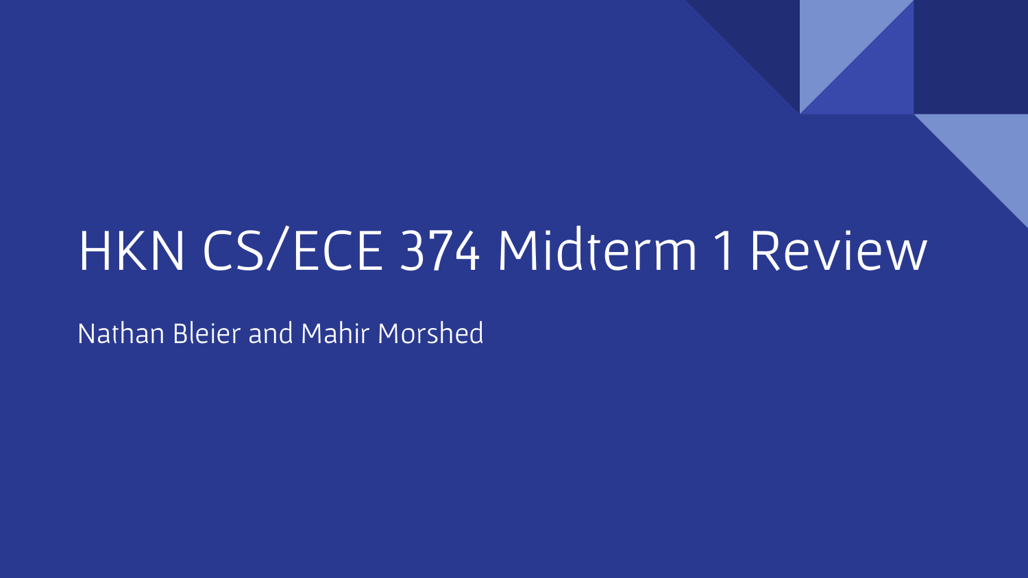# HKN CS/ECE 374 Midterm 1 Review

Nathan Bleier and Mahir Morshed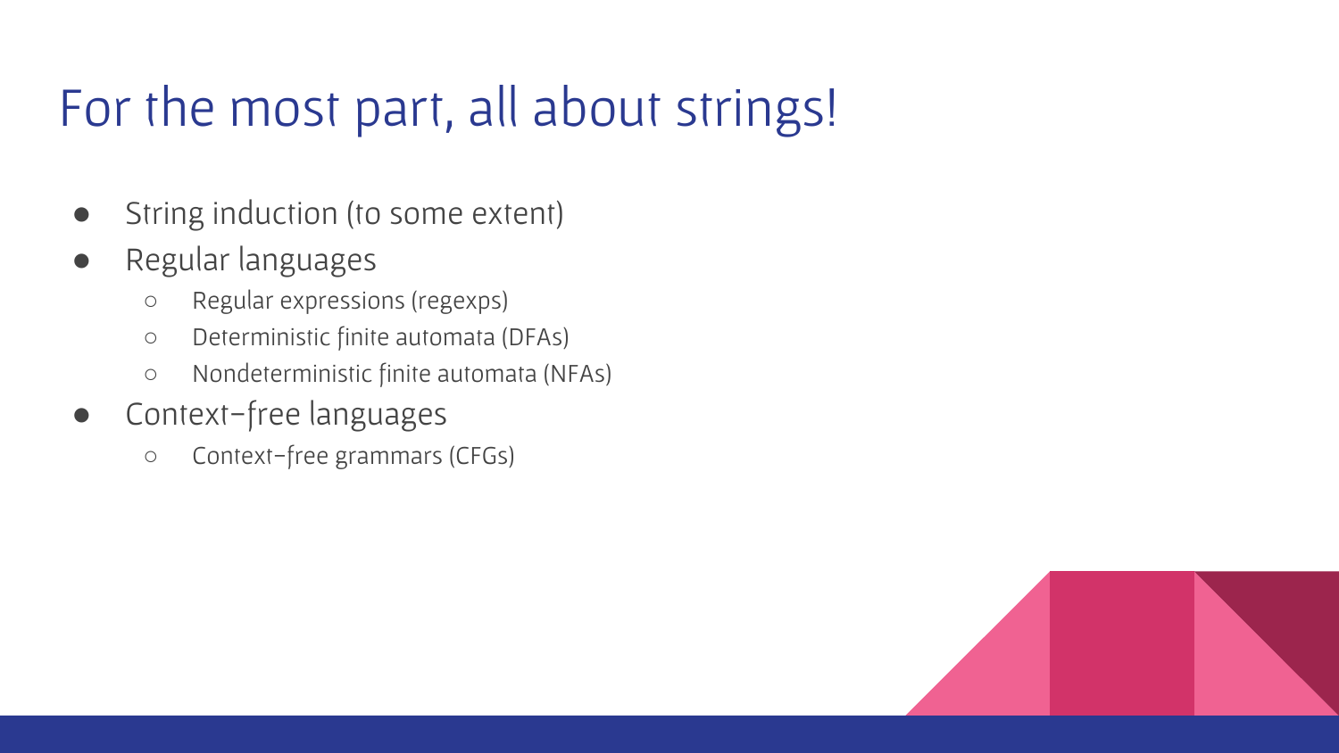# For the most part, all about strings!

- String induction (to some extent)
- Regular languages
  - Regular expressions (regexps)
  - Deterministic finite automata (DFAs)
  - Nondeterministic finite automata (NFAs)
- Context-free languages
  - Context-free grammars (CFGs)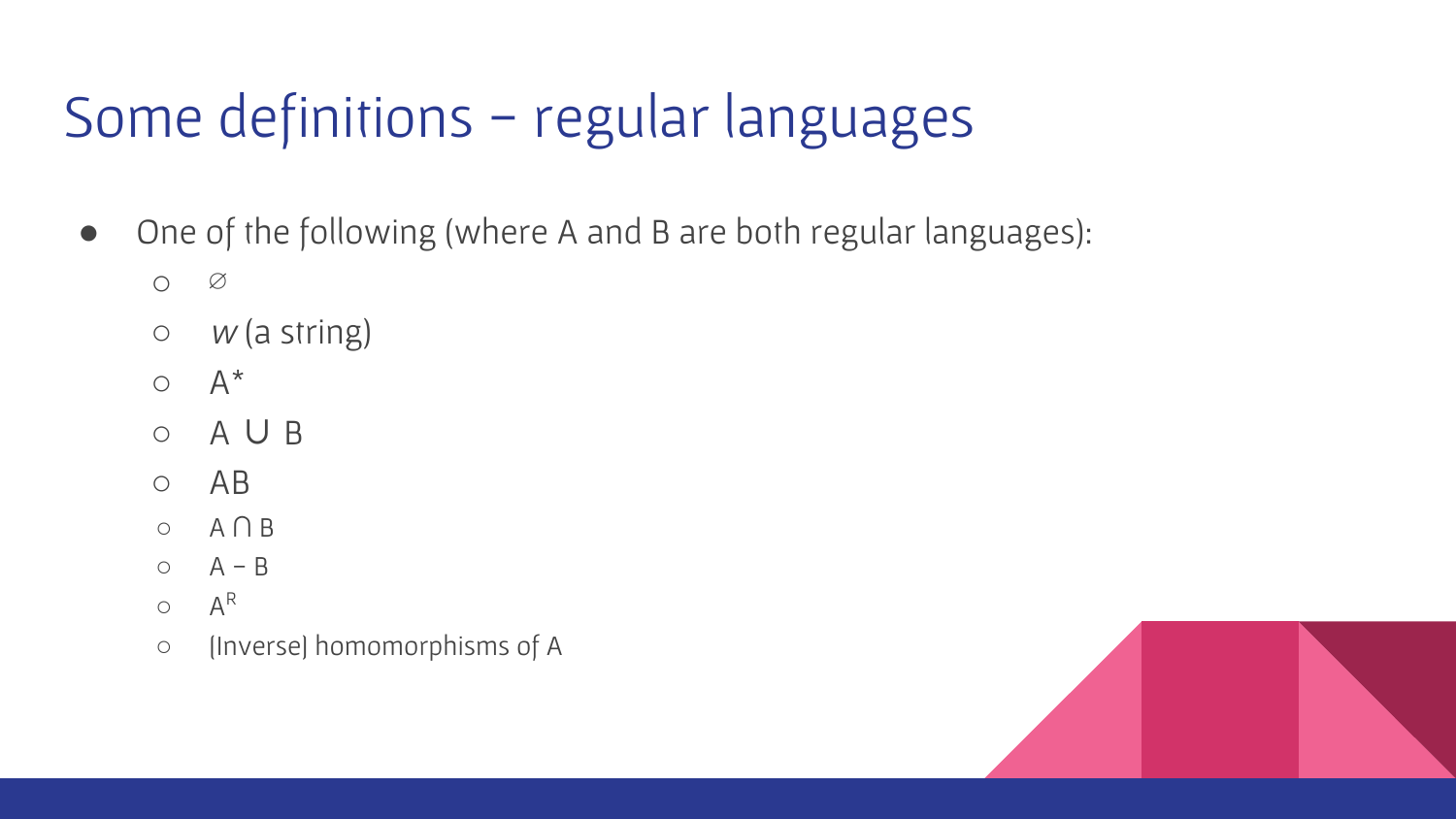# Some definitions – regular languages

- One of the following (where A and B are both regular languages):
  - $\varnothing$
  - $w$ (a string)
  - $A^*$
  - $A \cup B$
  - $AB$
  - $A \cap B$
  - $A - B$
  - $A^R$
  - (Inverse) homomorphisms of A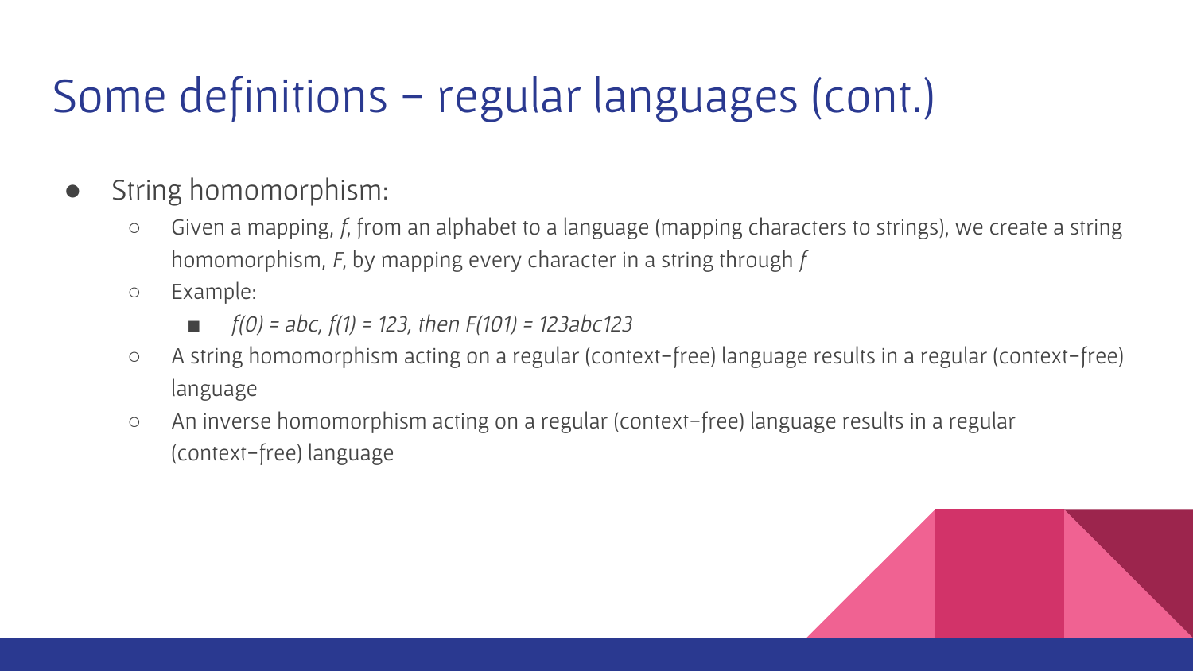# Some definitions – regular languages (cont.)

- String homomorphism:
  - Given a mapping, *f*, from an alphabet to a language (mapping characters to strings), we create a string homomorphism, *F*, by mapping every character in a string through *f*
  - Example:
    - $f(0) = abc$, $f(1) = 123$, then $F(101) = 123abc123$
  - A string homomorphism acting on a regular (context-free) language results in a regular (context-free) language
  - An inverse homomorphism acting on a regular (context-free) language results in a regular (context-free) language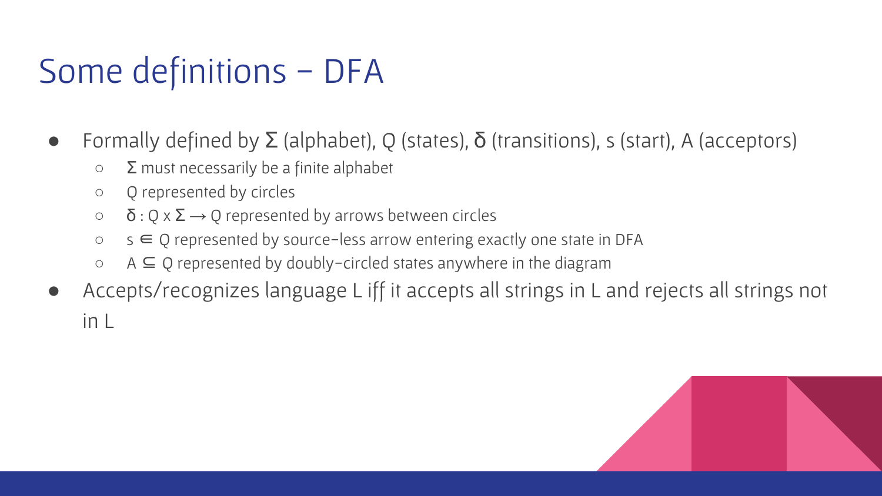# Some definitions – DFA

- Formally defined by $\Sigma$ (alphabet), $Q$ (states), $\delta$ (transitions), $s$ (start), $A$ (acceptors)
  - $\Sigma$ must necessarily be a finite alphabet
  - $Q$ represented by circles
  - $\delta : Q \times \Sigma \rightarrow Q$ represented by arrows between circles
  - $s \in Q$ represented by source-less arrow entering exactly one state in DFA
  - $A \subseteq Q$ represented by doubly-circled states anywhere in the diagram
- Accepts/recognizes language L iff it accepts all strings in L and rejects all strings not in L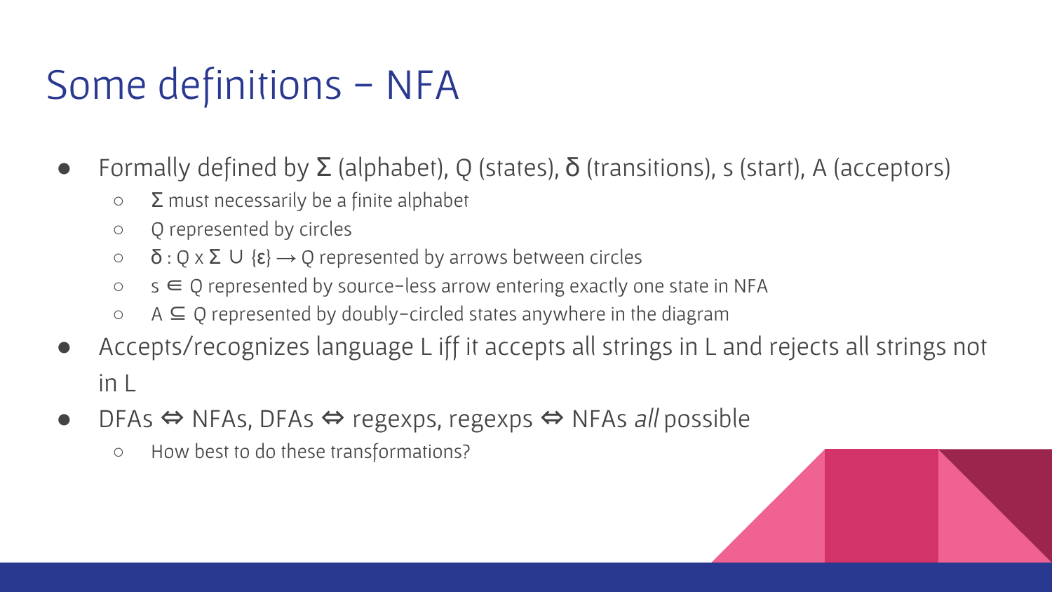# Some definitions – NFA

- Formally defined by $\Sigma$ (alphabet), Q (states), $\delta$ (transitions), s (start), A (acceptors)
  - $\Sigma$ must necessarily be a finite alphabet
  - Q represented by circles
  - $\delta : Q \times \Sigma \cup \{\varepsilon\} \rightarrow Q$ represented by arrows between circles
  - $s \in Q$ represented by source-less arrow entering exactly one state in NFA
  - $A \subseteq Q$ represented by doubly-circled states anywhere in the diagram
- Accepts/recognizes language L iff it accepts all strings in L and rejects all strings not in L
- DFAs ⇔ NFAs, DFAs ⇔ regexps, regexps ⇔ NFAs *all* possible
  - How best to do these transformations?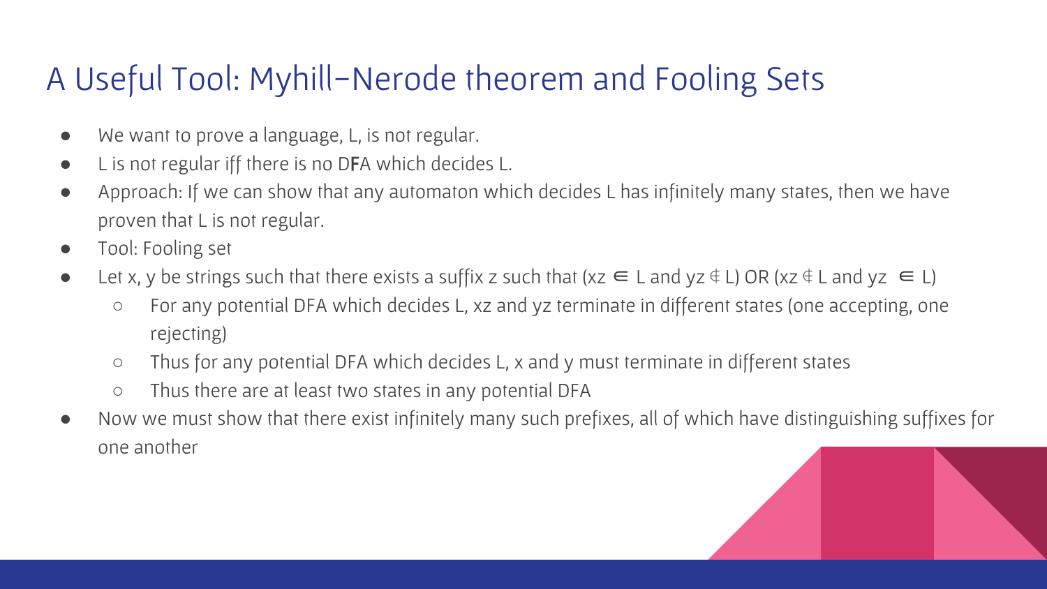# A Useful Tool: Myhill–Nerode theorem and Fooling Sets

- We want to prove a language, L, is not regular.
- L is not regular iff there is no DFA which decides L.
- Approach: If we can show that any automaton which decides L has infinitely many states, then we have proven that L is not regular.
- Tool: Fooling set
- Let x, y be strings such that there exists a suffix z such that ($xz \in L$ and $yz \notin L$) OR ($xz \notin L$ and $yz \in L$)
  - For any potential DFA which decides L, xz and yz terminate in different states (one accepting, one rejecting)
  - Thus for any potential DFA which decides L, x and y must terminate in different states
  - Thus there are at least two states in any potential DFA
- Now we must show that there exist infinitely many such prefixes, all of which have distinguishing suffixes for one another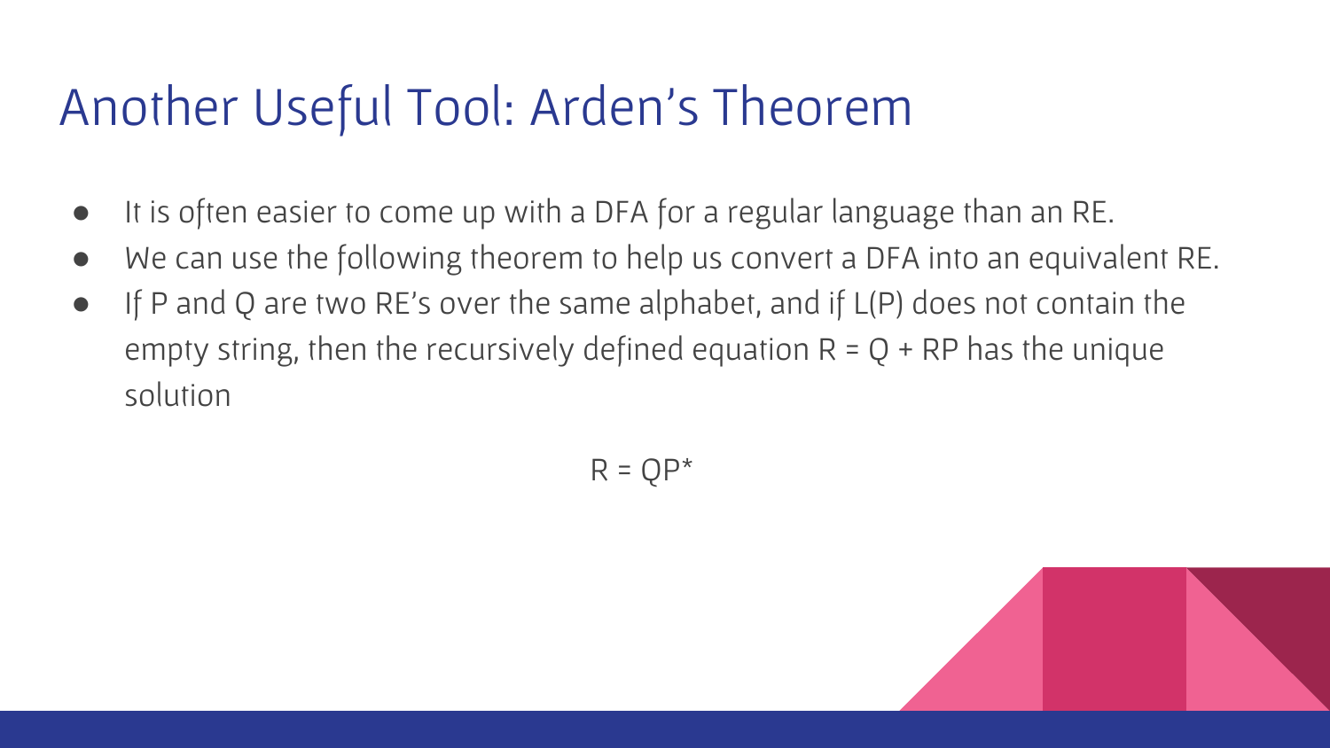# Another Useful Tool: Arden's Theorem

- It is often easier to come up with a DFA for a regular language than an RE.
- We can use the following theorem to help us convert a DFA into an equivalent RE.
- If $P$ and $Q$ are two RE's over the same alphabet, and if $L(P)$ does not contain the empty string, then the recursively defined equation $R = Q + RP$ has the unique solution

$$R = QP^*$$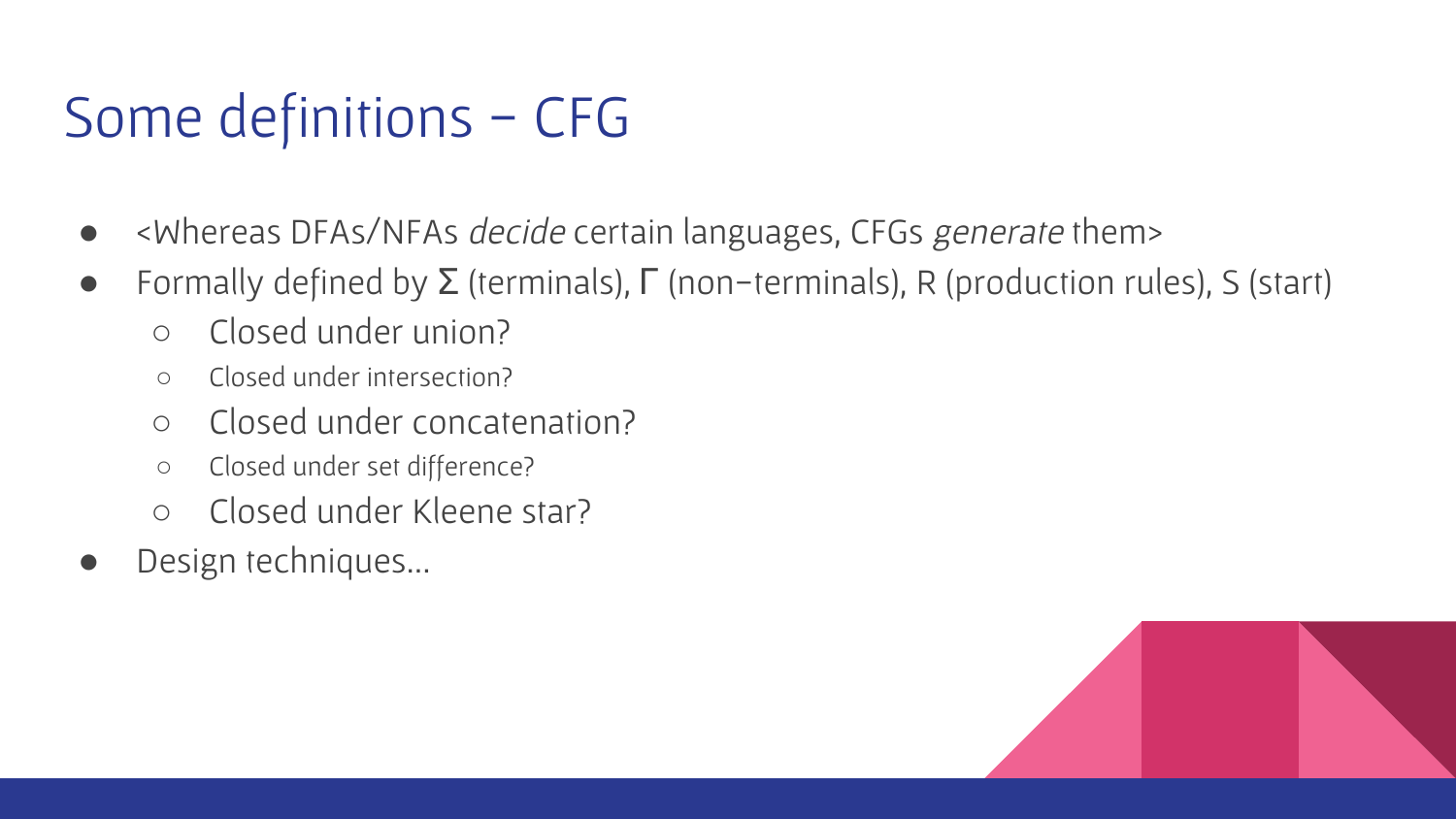# Some definitions – CFG

- <Whereas DFAs/NFAs *decide* certain languages, CFGs *generate* them>
- Formally defined by $\Sigma$ (terminals), $\Gamma$ (non-terminals), R (production rules), S (start)
  - Closed under union?
  - Closed under intersection?
  - Closed under concatenation?
  - Closed under set difference?
  - Closed under Kleene star?
- Design techniques…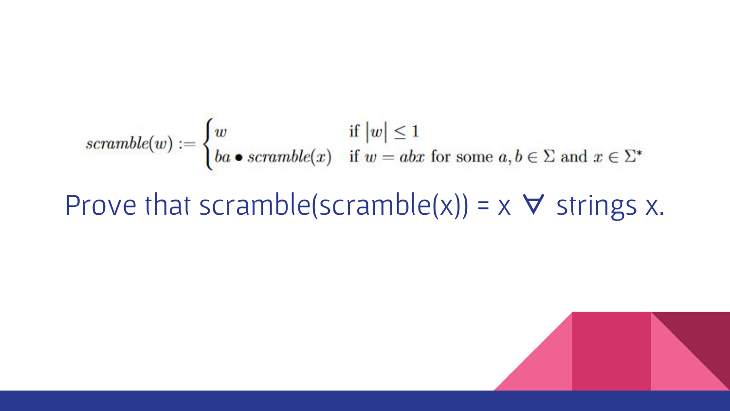$$scramble(w) := \begin{cases} w & \text{if } |w| \leq 1 \\ ba \bullet scramble(x) & \text{if } w = abx \text{ for some } a, b \in \Sigma \text{ and } x \in \Sigma^* \end{cases}$$

Prove that scramble(scramble(x)) = x ∀ strings x.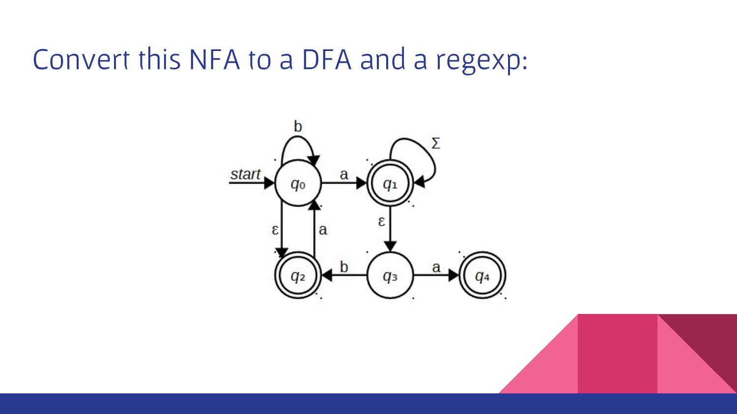# Convert this NFA to a DFA and a regexp: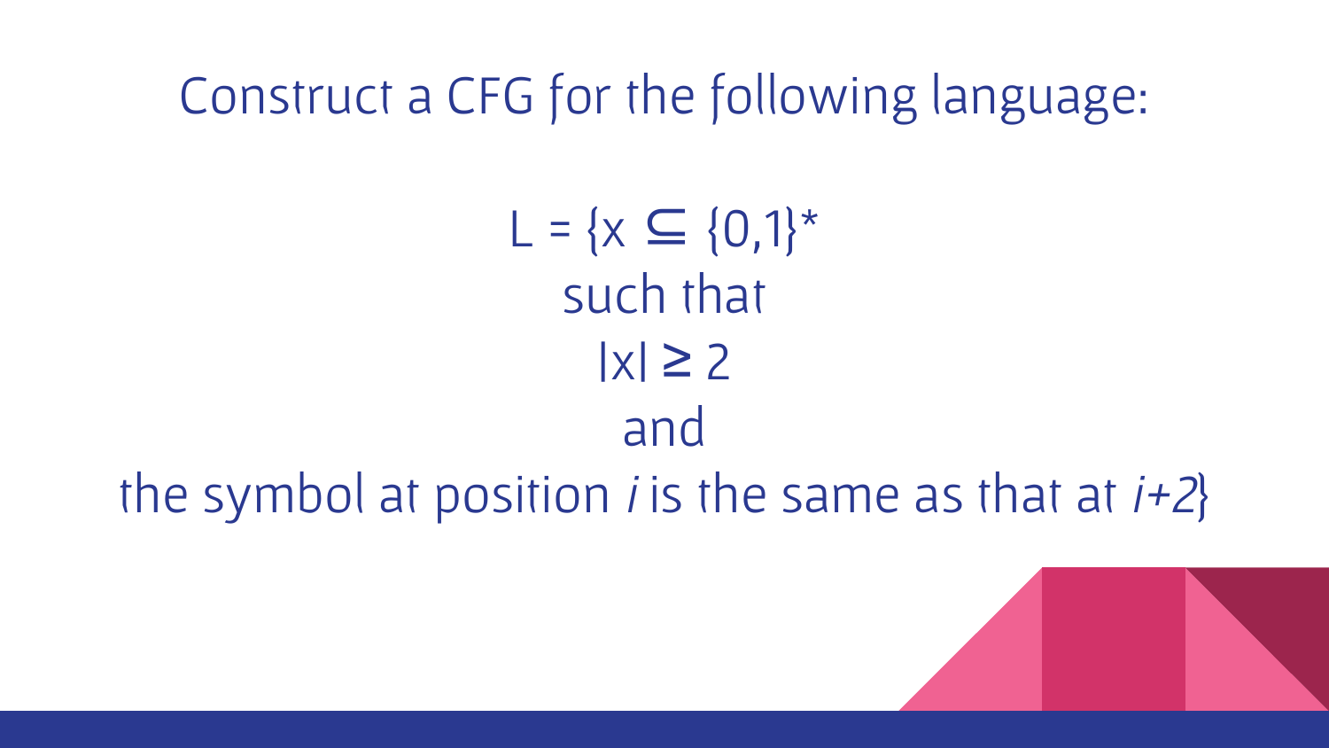# Construct a CFG for the following language:

$L = \{x \subseteq \{0,1\}^*$

such that

$|x| \geq 2$

and

the symbol at position $i$ is the same as that at $i+2\}$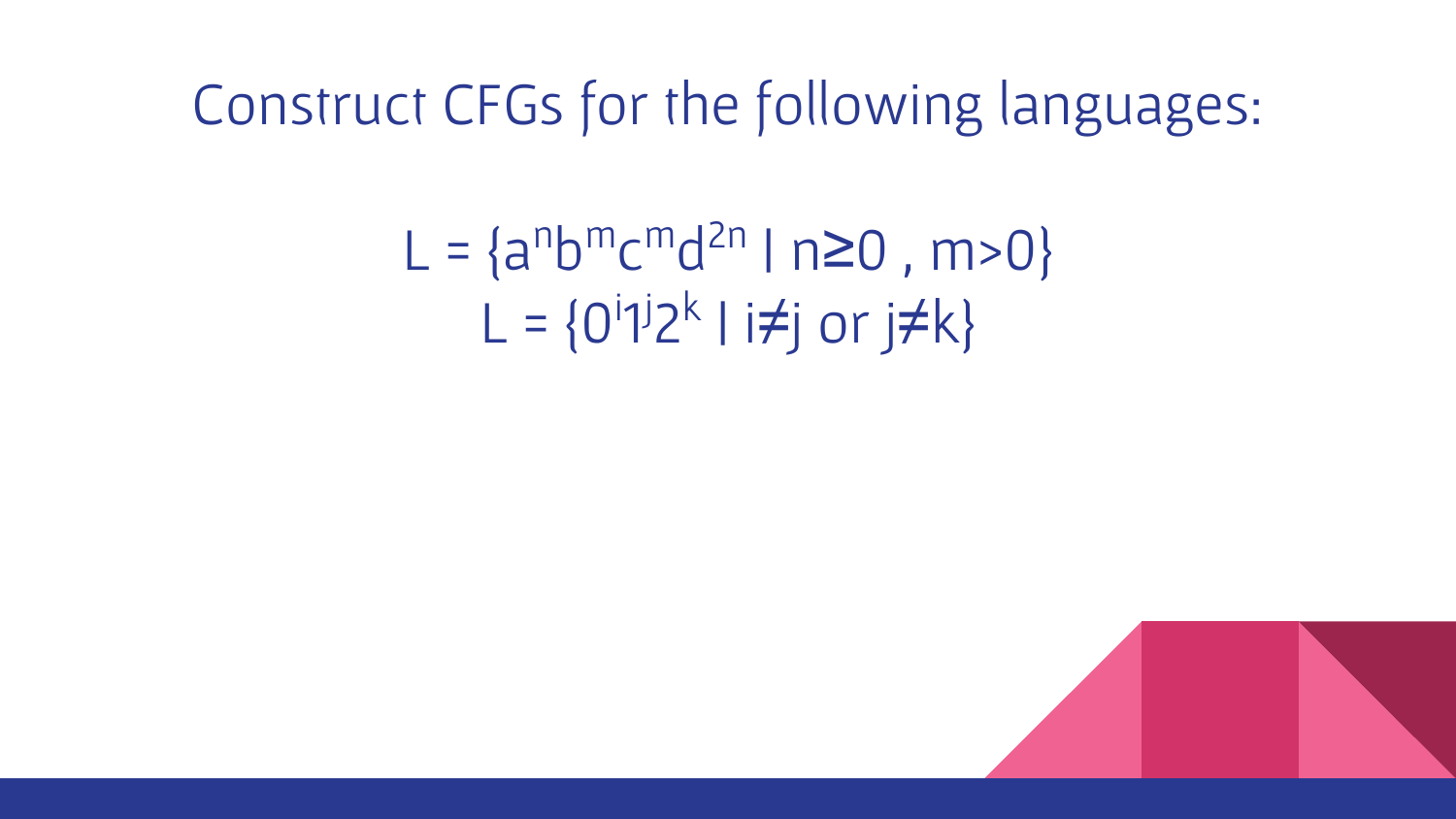# Construct CFGs for the following languages:

$$L = \{a^n b^m c^m d^{2n} \mid n \geq 0 , m > 0\}$$

$$L = \{0^i 1^j 2^k \mid i \neq j \text{ or } j \neq k\}$$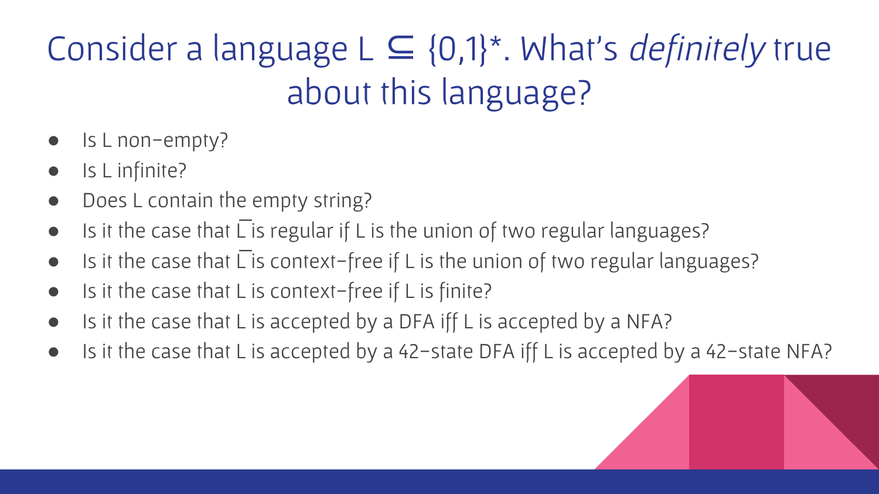# Consider a language $L \subseteq \{0,1\}^*$. What's *definitely* true about this language?

- Is L non-empty?
- Is L infinite?
- Does L contain the empty string?
- Is it the case that $\overline{L}$ is regular if L is the union of two regular languages?
- Is it the case that $\overline{L}$ is context-free if L is the union of two regular languages?
- Is it the case that L is context-free if L is finite?
- Is it the case that L is accepted by a DFA iff L is accepted by a NFA?
- Is it the case that L is accepted by a 42-state DFA iff L is accepted by a 42-state NFA?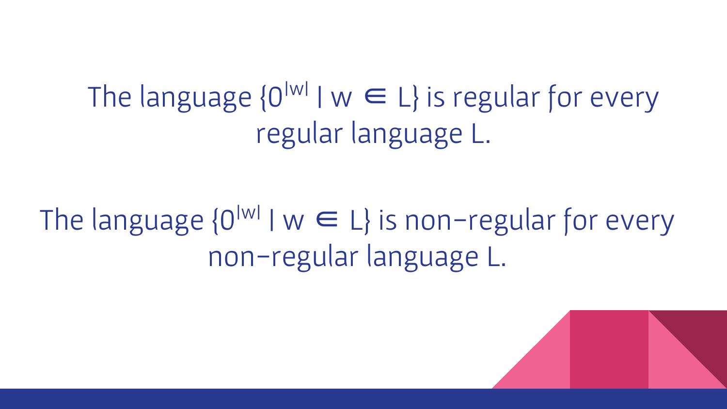The language $\{0^{|w|} \mid w \in L\}$ is regular for every regular language L.

The language $\{0^{|w|} \mid w \in L\}$ is non-regular for every non-regular language L.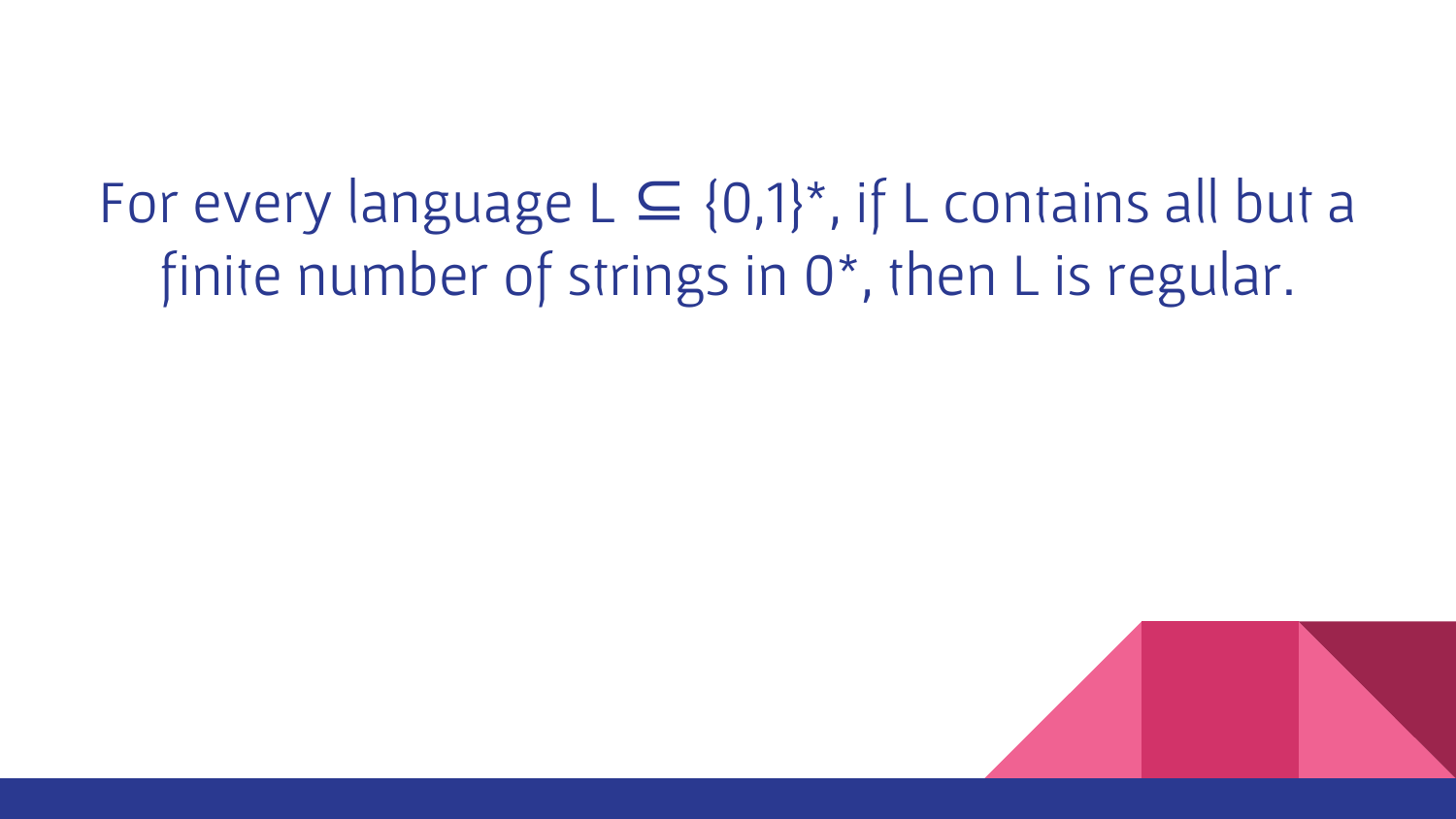For every language $L \subseteq \{0,1\}^*$, if L contains all but a finite number of strings in $0^*$, then L is regular.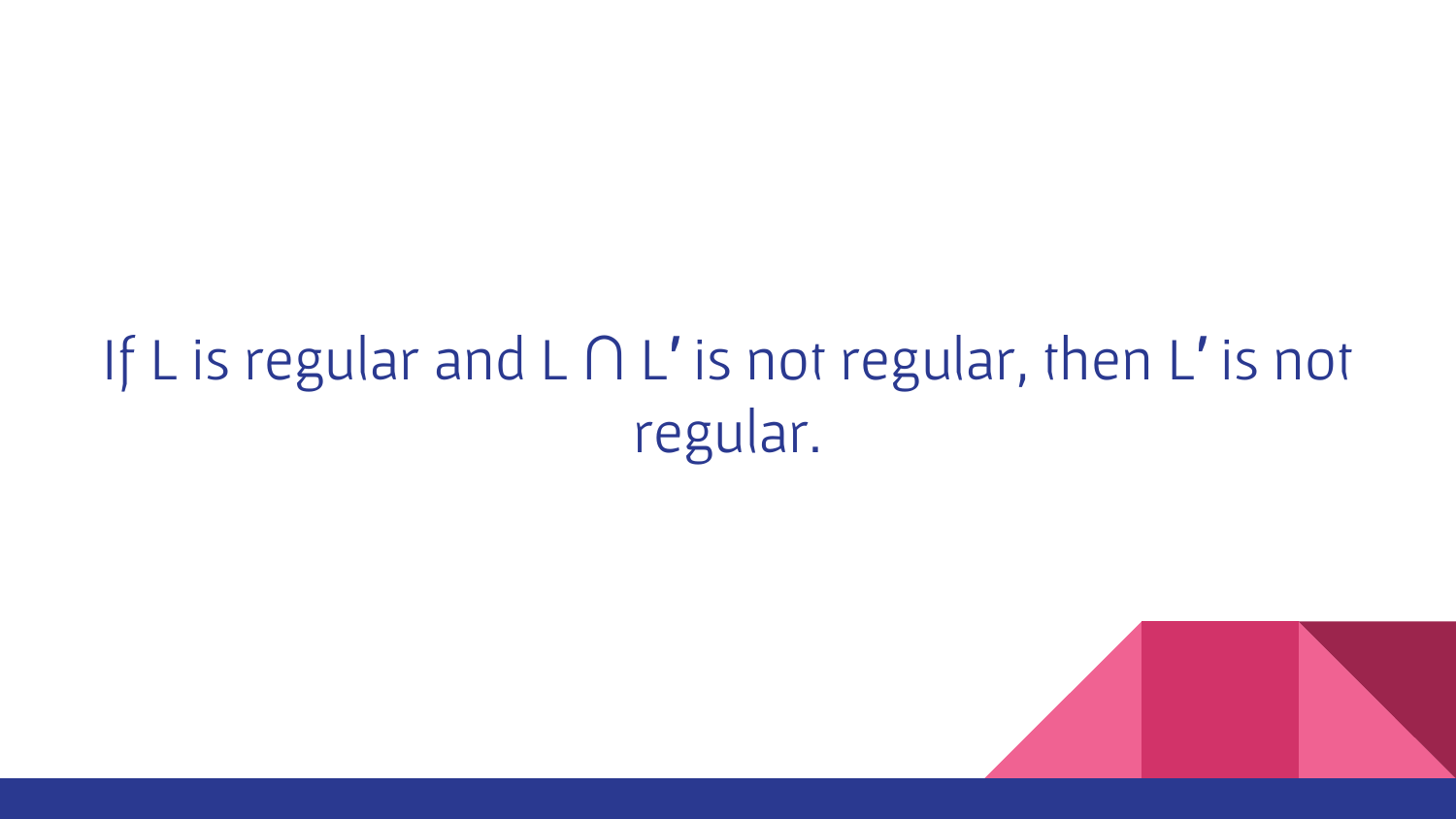If $L$ is regular and $L \cap L'$ is not regular, then $L'$ is not regular.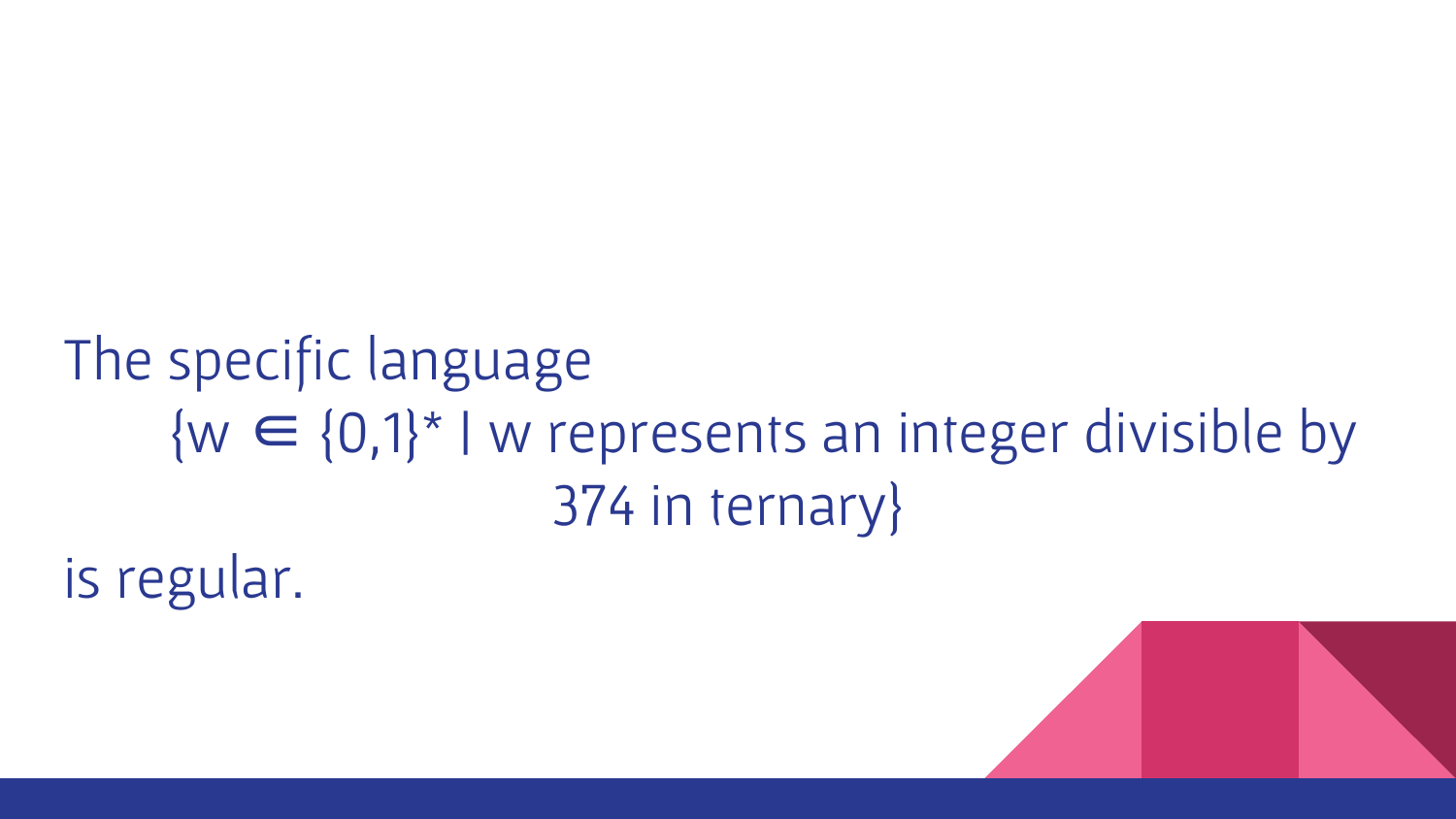The specific language

$$\{w \in \{0,1\}^* \mid w \text{ represents an integer divisible by } 374 \text{ in ternary}\}$$

is regular.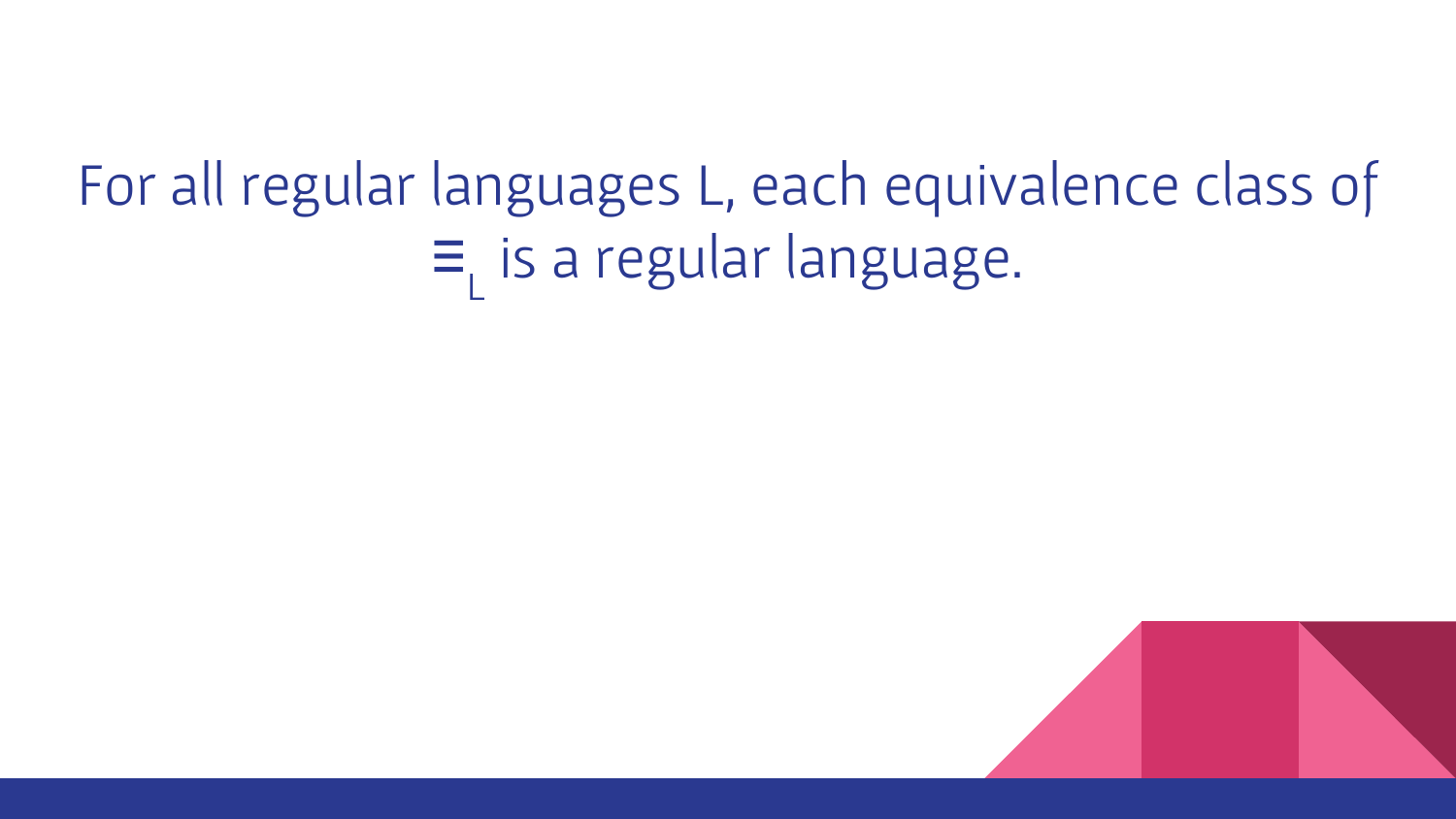For all regular languages L, each equivalence class of $\equiv_L$ is a regular language.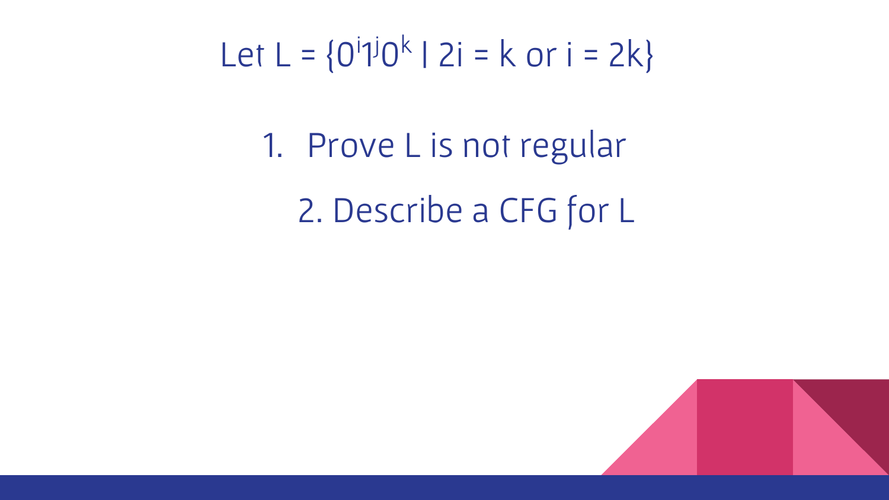Let $L = \{0^i 1^j 0^k \mid 2i = k \text{ or } i = 2k\}$

1. Prove L is not regular
2. Describe a CFG for L